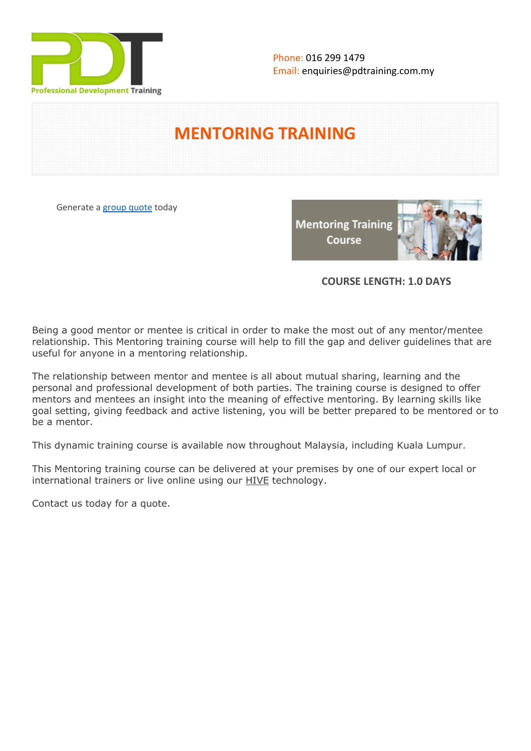Phone: 016 299 1479
Email: enquiries@pdtraining.com.my

# MENTORING TRAINING

Generate a group quote today

**COURSE LENGTH: 1.0 DAYS**

Being a good mentor or mentee is critical in order to make the most out of any mentor/mentee relationship. This Mentoring training course will help to fill the gap and deliver guidelines that are useful for anyone in a mentoring relationship.

The relationship between mentor and mentee is all about mutual sharing, learning and the personal and professional development of both parties. The training course is designed to offer mentors and mentees an insight into the meaning of effective mentoring. By learning skills like goal setting, giving feedback and active listening, you will be better prepared to be mentored or to be a mentor.

This dynamic training course is available now throughout Malaysia, including Kuala Lumpur.

This Mentoring training course can be delivered at your premises by one of our expert local or international trainers or live online using our HIVE technology.

Contact us today for a quote.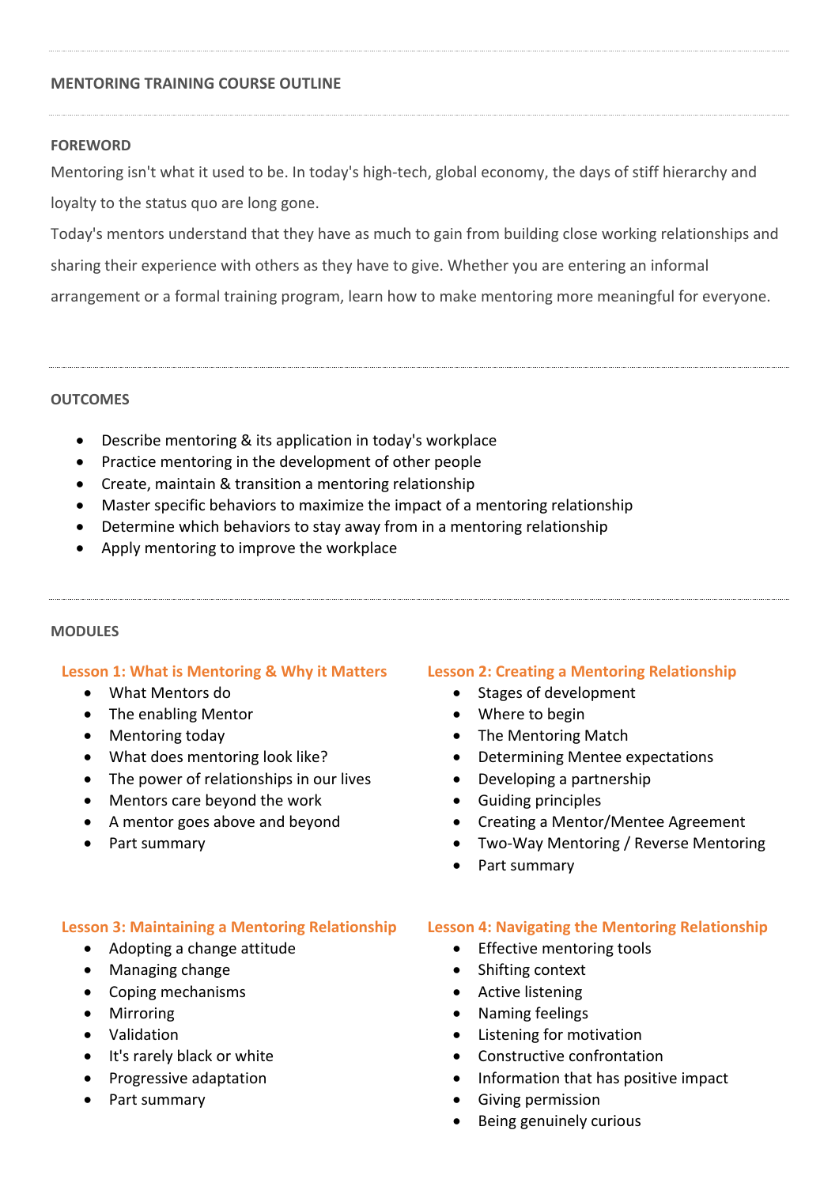## MENTORING TRAINING COURSE OUTLINE

### FOREWORD

Mentoring isn't what it used to be. In today's high-tech, global economy, the days of stiff hierarchy and loyalty to the status quo are long gone.

Today's mentors understand that they have as much to gain from building close working relationships and sharing their experience with others as they have to give. Whether you are entering an informal arrangement or a formal training program, learn how to make mentoring more meaningful for everyone.

### OUTCOMES

- Describe mentoring & its application in today's workplace
- Practice mentoring in the development of other people
- Create, maintain & transition a mentoring relationship
- Master specific behaviors to maximize the impact of a mentoring relationship
- Determine which behaviors to stay away from in a mentoring relationship
- Apply mentoring to improve the workplace

### MODULES

#### Lesson 1: What is Mentoring & Why it Matters

- What Mentors do
- The enabling Mentor
- Mentoring today
- What does mentoring look like?
- The power of relationships in our lives
- Mentors care beyond the work
- A mentor goes above and beyond
- Part summary

#### Lesson 2: Creating a Mentoring Relationship

- Stages of development
- Where to begin
- The Mentoring Match
- Determining Mentee expectations
- Developing a partnership
- Guiding principles
- Creating a Mentor/Mentee Agreement
- Two-Way Mentoring / Reverse Mentoring
- Part summary

#### Lesson 3: Maintaining a Mentoring Relationship

- Adopting a change attitude
- Managing change
- Coping mechanisms
- Mirroring
- Validation
- It's rarely black or white
- Progressive adaptation
- Part summary

#### Lesson 4: Navigating the Mentoring Relationship

- Effective mentoring tools
- Shifting context
- Active listening
- Naming feelings
- Listening for motivation
- Constructive confrontation
- Information that has positive impact
- Giving permission
- Being genuinely curious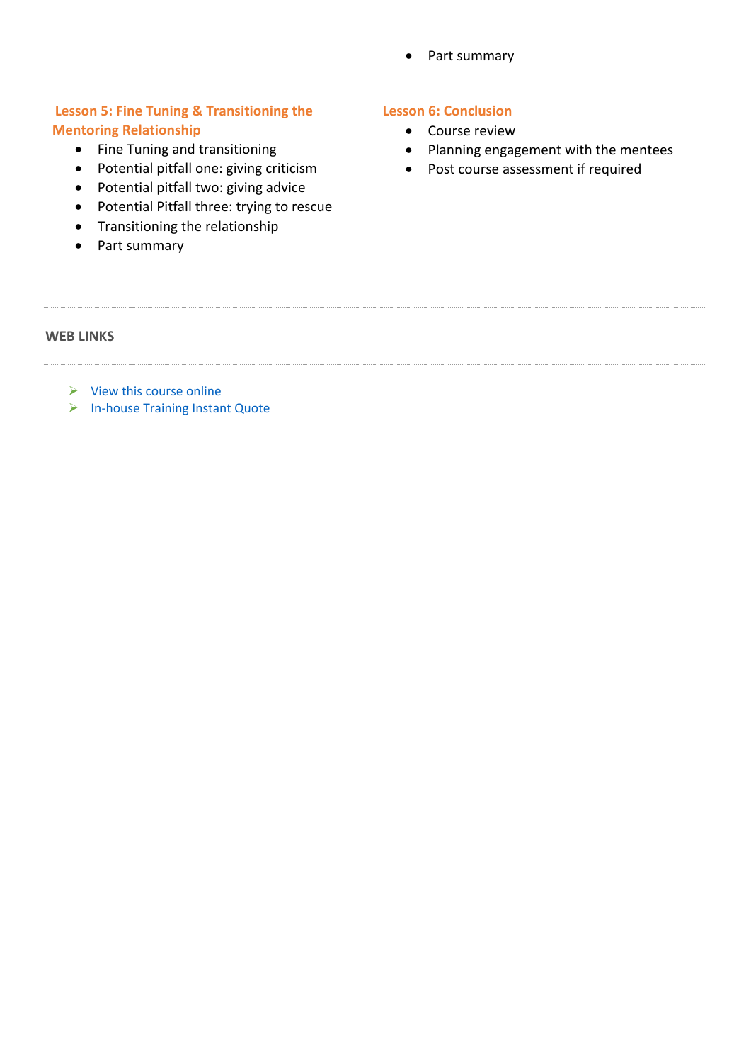- Part summary

### Lesson 5: Fine Tuning & Transitioning the Mentoring Relationship

- Fine Tuning and transitioning
- Potential pitfall one: giving criticism
- Potential pitfall two: giving advice
- Potential Pitfall three: trying to rescue
- Transitioning the relationship
- Part summary

### Lesson 6: Conclusion

- Course review
- Planning engagement with the mentees
- Post course assessment if required

---

**WEB LINKS**

---

- View this course online
- In-house Training Instant Quote